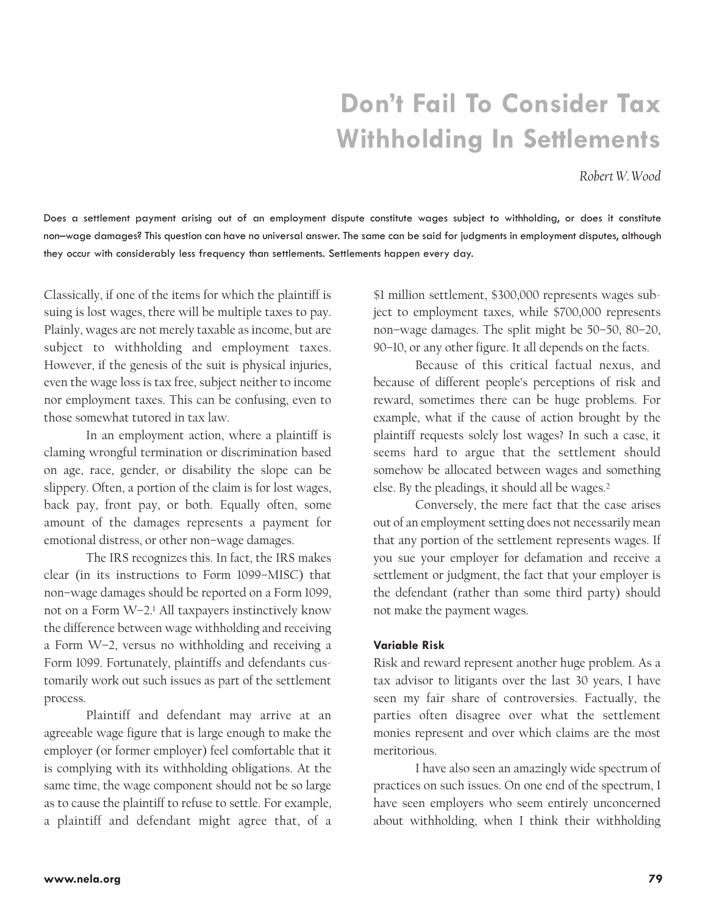# Don't Fail To Consider Tax Withholding In Settlements

*Robert W. Wood*

Does a settlement payment arising out of an employment dispute constitute wages subject to withholding, or does it constitute non–wage damages? This question can have no universal answer. The same can be said for judgments in employment disputes, although they occur with considerably less frequency than settlements. Settlements happen every day.

Classically, if one of the items for which the plaintiff is suing is lost wages, there will be multiple taxes to pay. Plainly, wages are not merely taxable as income, but are subject to withholding and employment taxes. However, if the genesis of the suit is physical injuries, even the wage loss is tax free, subject neither to income nor employment taxes. This can be confusing, even to those somewhat tutored in tax law.

In an employment action, where a plaintiff is claming wrongful termination or discrimination based on age, race, gender, or disability the slope can be slippery. Often, a portion of the claim is for lost wages, back pay, front pay, or both. Equally often, some amount of the damages represents a payment for emotional distress, or other non–wage damages.

The IRS recognizes this. In fact, the IRS makes clear (in its instructions to Form 1099–MISC) that non–wage damages should be reported on a Form 1099, not on a Form W–2.[1] All taxpayers instinctively know the difference between wage withholding and receiving a Form W–2, versus no withholding and receiving a Form 1099. Fortunately, plaintiffs and defendants customarily work out such issues as part of the settlement process.

Plaintiff and defendant may arrive at an agreeable wage figure that is large enough to make the employer (or former employer) feel comfortable that it is complying with its withholding obligations. At the same time, the wage component should not be so large as to cause the plaintiff to refuse to settle. For example, a plaintiff and defendant might agree that, of a $1 million settlement, $300,000 represents wages subject to employment taxes, while $700,000 represents non–wage damages. The split might be 50–50, 80–20, 90–10, or any other figure. It all depends on the facts.

Because of this critical factual nexus, and because of different people's perceptions of risk and reward, sometimes there can be huge problems. For example, what if the cause of action brought by the plaintiff requests solely lost wages? In such a case, it seems hard to argue that the settlement should somehow be allocated between wages and something else. By the pleadings, it should all be wages.[2]

Conversely, the mere fact that the case arises out of an employment setting does not necessarily mean that any portion of the settlement represents wages. If you sue your employer for defamation and receive a settlement or judgment, the fact that your employer is the defendant (rather than some third party) should not make the payment wages.

#### Variable Risk

Risk and reward represent another huge problem. As a tax advisor to litigants over the last 30 years, I have seen my fair share of controversies. Factually, the parties often disagree over what the settlement monies represent and over which claims are the most meritorious.

I have also seen an amazingly wide spectrum of practices on such issues. On one end of the spectrum, I have seen employers who seem entirely unconcerned about withholding, when I think their withholding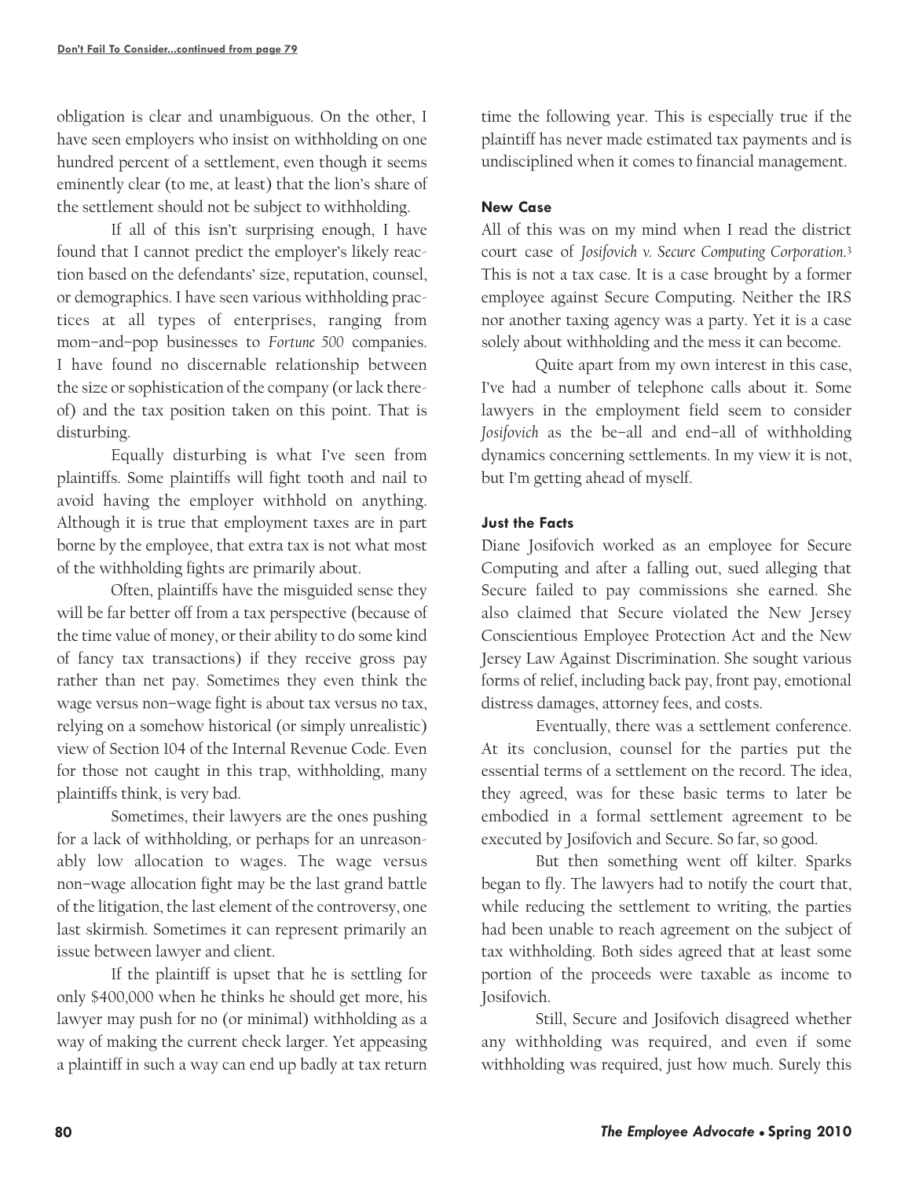obligation is clear and unambiguous. On the other, I have seen employers who insist on withholding on one hundred percent of a settlement, even though it seems eminently clear (to me, at least) that the lion's share of the settlement should not be subject to withholding.

If all of this isn't surprising enough, I have found that I cannot predict the employer's likely reaction based on the defendants' size, reputation, counsel, or demographics. I have seen various withholding practices at all types of enterprises, ranging from mom–and–pop businesses to *Fortune 500* companies. I have found no discernable relationship between the size or sophistication of the company (or lack thereof) and the tax position taken on this point. That is disturbing.

Equally disturbing is what I've seen from plaintiffs. Some plaintiffs will fight tooth and nail to avoid having the employer withhold on anything. Although it is true that employment taxes are in part borne by the employee, that extra tax is not what most of the withholding fights are primarily about.

Often, plaintiffs have the misguided sense they will be far better off from a tax perspective (because of the time value of money, or their ability to do some kind of fancy tax transactions) if they receive gross pay rather than net pay. Sometimes they even think the wage versus non–wage fight is about tax versus no tax, relying on a somehow historical (or simply unrealistic) view of Section 104 of the Internal Revenue Code. Even for those not caught in this trap, withholding, many plaintiffs think, is very bad.

Sometimes, their lawyers are the ones pushing for a lack of withholding, or perhaps for an unreasonably low allocation to wages. The wage versus non–wage allocation fight may be the last grand battle of the litigation, the last element of the controversy, one last skirmish. Sometimes it can represent primarily an issue between lawyer and client.

If the plaintiff is upset that he is settling for only $400,000 when he thinks he should get more, his lawyer may push for no (or minimal) withholding as a way of making the current check larger. Yet appeasing a plaintiff in such a way can end up badly at tax return time the following year. This is especially true if the plaintiff has never made estimated tax payments and is undisciplined when it comes to financial management.

### New Case

All of this was on my mind when I read the district court case of *Josifovich v. Secure Computing Corporation*.[3] This is not a tax case. It is a case brought by a former employee against Secure Computing. Neither the IRS nor another taxing agency was a party. Yet it is a case solely about withholding and the mess it can become.

Quite apart from my own interest in this case, I've had a number of telephone calls about it. Some lawyers in the employment field seem to consider *Josifovich* as the be–all and end–all of withholding dynamics concerning settlements. In my view it is not, but I'm getting ahead of myself.

### Just the Facts

Diane Josifovich worked as an employee for Secure Computing and after a falling out, sued alleging that Secure failed to pay commissions she earned. She also claimed that Secure violated the New Jersey Conscientious Employee Protection Act and the New Jersey Law Against Discrimination. She sought various forms of relief, including back pay, front pay, emotional distress damages, attorney fees, and costs.

Eventually, there was a settlement conference. At its conclusion, counsel for the parties put the essential terms of a settlement on the record. The idea, they agreed, was for these basic terms to later be embodied in a formal settlement agreement to be executed by Josifovich and Secure. So far, so good.

But then something went off kilter. Sparks began to fly. The lawyers had to notify the court that, while reducing the settlement to writing, the parties had been unable to reach agreement on the subject of tax withholding. Both sides agreed that at least some portion of the proceeds were taxable as income to Josifovich.

Still, Secure and Josifovich disagreed whether any withholding was required, and even if some withholding was required, just how much. Surely this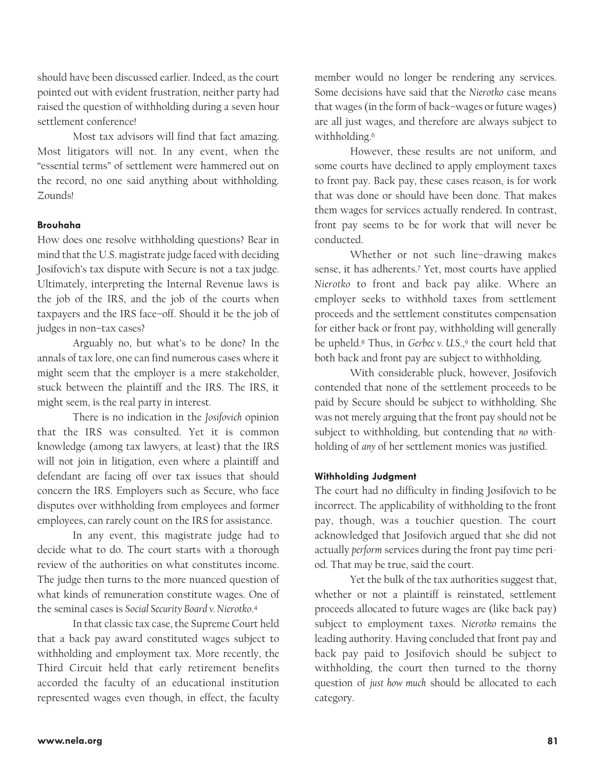should have been discussed earlier. Indeed, as the court pointed out with evident frustration, neither party had raised the question of withholding during a seven hour settlement conference!

Most tax advisors will find that fact amazing. Most litigators will not. In any event, when the "essential terms" of settlement were hammered out on the record, no one said anything about withholding. Zounds!

### Brouhaha

How does one resolve withholding questions? Bear in mind that the U.S. magistrate judge faced with deciding Josifovich's tax dispute with Secure is not a tax judge. Ultimately, interpreting the Internal Revenue laws is the job of the IRS, and the job of the courts when taxpayers and the IRS face–off. Should it be the job of judges in non–tax cases?

Arguably no, but what's to be done? In the annals of tax lore, one can find numerous cases where it might seem that the employer is a mere stakeholder, stuck between the plaintiff and the IRS. The IRS, it might seem, is the real party in interest.

There is no indication in the *Josifovich* opinion that the IRS was consulted. Yet it is common knowledge (among tax lawyers, at least) that the IRS will not join in litigation, even where a plaintiff and defendant are facing off over tax issues that should concern the IRS. Employers such as Secure, who face disputes over withholding from employees and former employees, can rarely count on the IRS for assistance.

In any event, this magistrate judge had to decide what to do. The court starts with a thorough review of the authorities on what constitutes income. The judge then turns to the more nuanced question of what kinds of remuneration constitute wages. One of the seminal cases is *Social Security Board v. Nierotko*.[4]

In that classic tax case, the Supreme Court held that a back pay award constituted wages subject to withholding and employment tax. More recently, the Third Circuit held that early retirement benefits accorded the faculty of an educational institution represented wages even though, in effect, the faculty member would no longer be rendering any services. Some decisions have said that the *Nierotko* case means that wages (in the form of back–wages or future wages) are all just wages, and therefore are always subject to withholding.[6]

However, these results are not uniform, and some courts have declined to apply employment taxes to front pay. Back pay, these cases reason, is for work that was done or should have been done. That makes them wages for services actually rendered. In contrast, front pay seems to be for work that will never be conducted.

Whether or not such line–drawing makes sense, it has adherents.[7] Yet, most courts have applied *Nierotko* to front and back pay alike. Where an employer seeks to withhold taxes from settlement proceeds and the settlement constitutes compensation for either back or front pay, withholding will generally be upheld.[8] Thus, in *Gerbec v. U.S.*,[9] the court held that both back and front pay are subject to withholding.

With considerable pluck, however, Josifovich contended that none of the settlement proceeds to be paid by Secure should be subject to withholding. She was not merely arguing that the front pay should not be subject to withholding, but contending that *no* withholding of *any* of her settlement monies was justified.

### Withholding Judgment

The court had no difficulty in finding Josifovich to be incorrect. The applicability of withholding to the front pay, though, was a touchier question. The court acknowledged that Josifovich argued that she did not actually *perform* services during the front pay time period. That may be true, said the court.

Yet the bulk of the tax authorities suggest that, whether or not a plaintiff is reinstated, settlement proceeds allocated to future wages are (like back pay) subject to employment taxes. *Nierotko* remains the leading authority. Having concluded that front pay and back pay paid to Josifovich should be subject to withholding, the court then turned to the thorny question of *just how much* should be allocated to each category.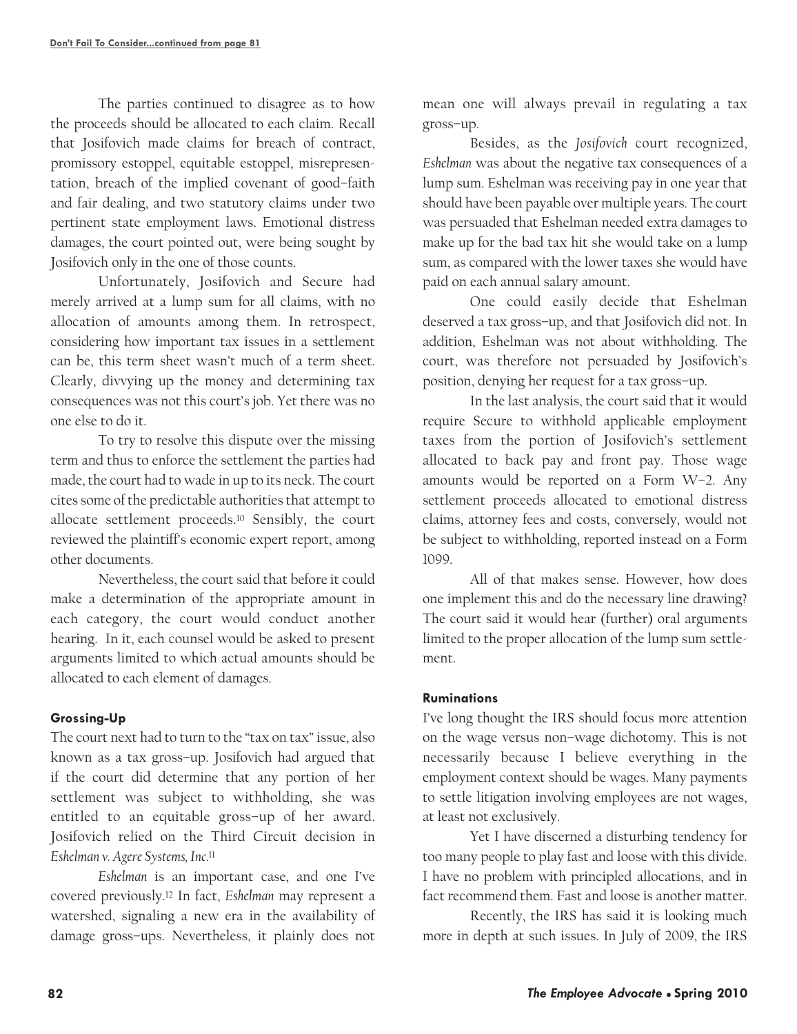The parties continued to disagree as to how the proceeds should be allocated to each claim. Recall that Josifovich made claims for breach of contract, promissory estoppel, equitable estoppel, misrepresentation, breach of the implied covenant of good–faith and fair dealing, and two statutory claims under two pertinent state employment laws. Emotional distress damages, the court pointed out, were being sought by Josifovich only in the one of those counts.

Unfortunately, Josifovich and Secure had merely arrived at a lump sum for all claims, with no allocation of amounts among them. In retrospect, considering how important tax issues in a settlement can be, this term sheet wasn't much of a term sheet. Clearly, divvying up the money and determining tax consequences was not this court's job. Yet there was no one else to do it.

To try to resolve this dispute over the missing term and thus to enforce the settlement the parties had made, the court had to wade in up to its neck. The court cites some of the predictable authorities that attempt to allocate settlement proceeds.[10] Sensibly, the court reviewed the plaintiff's economic expert report, among other documents.

Nevertheless, the court said that before it could make a determination of the appropriate amount in each category, the court would conduct another hearing. In it, each counsel would be asked to present arguments limited to which actual amounts should be allocated to each element of damages.

### Grossing-Up

The court next had to turn to the "tax on tax" issue, also known as a tax gross–up. Josifovich had argued that if the court did determine that any portion of her settlement was subject to withholding, she was entitled to an equitable gross–up of her award. Josifovich relied on the Third Circuit decision in *Eshelman v. Agere Systems, Inc.*[11]

*Eshelman* is an important case, and one I've covered previously.[12] In fact, *Eshelman* may represent a watershed, signaling a new era in the availability of damage gross–ups. Nevertheless, it plainly does not mean one will always prevail in regulating a tax gross–up.

Besides, as the *Josifovich* court recognized, *Eshelman* was about the negative tax consequences of a lump sum. Eshelman was receiving pay in one year that should have been payable over multiple years. The court was persuaded that Eshelman needed extra damages to make up for the bad tax hit she would take on a lump sum, as compared with the lower taxes she would have paid on each annual salary amount.

One could easily decide that Eshelman deserved a tax gross–up, and that Josifovich did not. In addition, Eshelman was not about withholding. The court, was therefore not persuaded by Josifovich's position, denying her request for a tax gross–up.

In the last analysis, the court said that it would require Secure to withhold applicable employment taxes from the portion of Josifovich's settlement allocated to back pay and front pay. Those wage amounts would be reported on a Form W–2. Any settlement proceeds allocated to emotional distress claims, attorney fees and costs, conversely, would not be subject to withholding, reported instead on a Form 1099.

All of that makes sense. However, how does one implement this and do the necessary line drawing? The court said it would hear (further) oral arguments limited to the proper allocation of the lump sum settlement.

### Ruminations

I've long thought the IRS should focus more attention on the wage versus non–wage dichotomy. This is not necessarily because I believe everything in the employment context should be wages. Many payments to settle litigation involving employees are not wages, at least not exclusively.

Yet I have discerned a disturbing tendency for too many people to play fast and loose with this divide. I have no problem with principled allocations, and in fact recommend them. Fast and loose is another matter.

Recently, the IRS has said it is looking much more in depth at such issues. In July of 2009, the IRS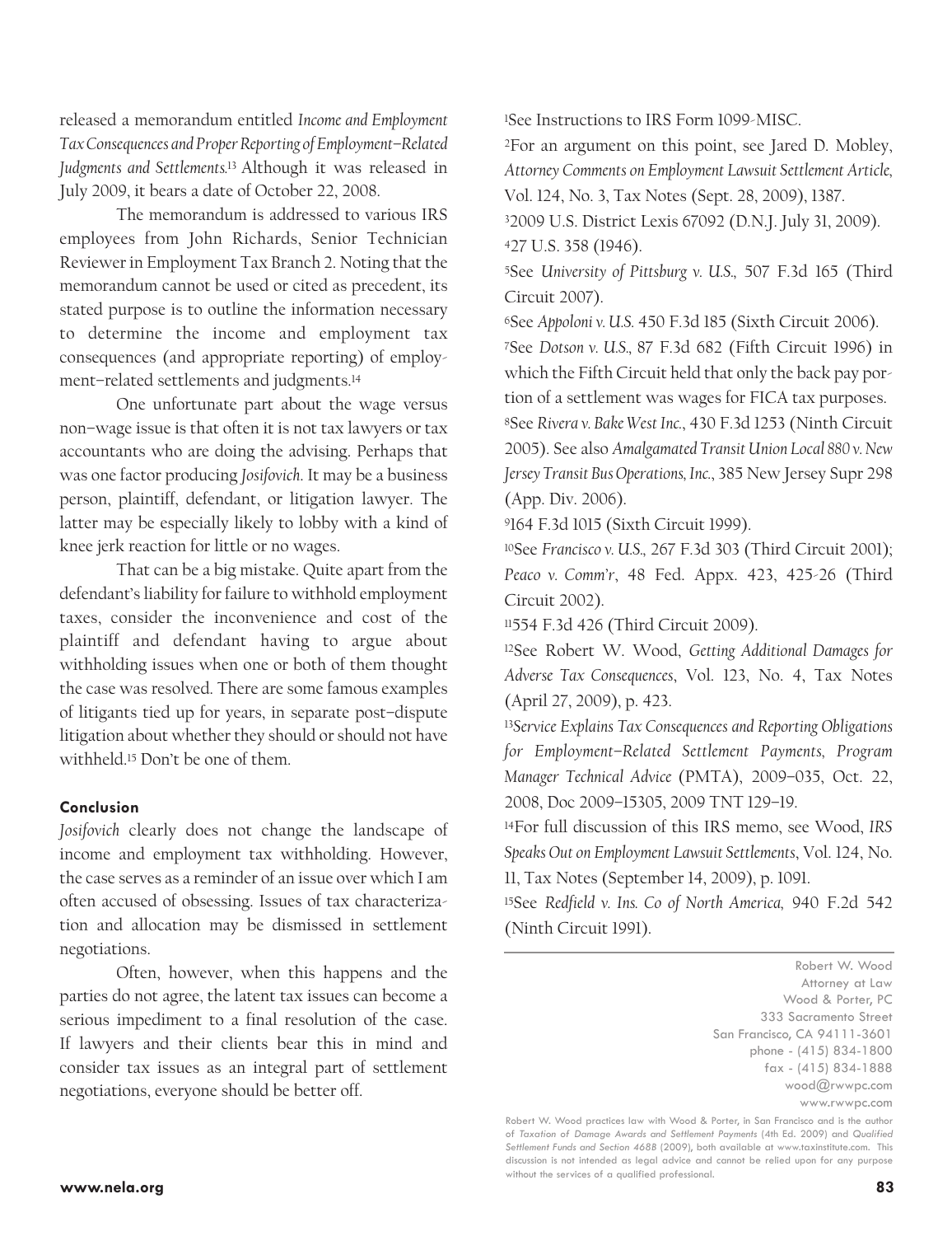released a memorandum entitled *Income and Employment Tax Consequences and Proper Reporting of Employment–Related Judgments and Settlements*.[13] Although it was released in July 2009, it bears a date of October 22, 2008.

The memorandum is addressed to various IRS employees from John Richards, Senior Technician Reviewer in Employment Tax Branch 2. Noting that the memorandum cannot be used or cited as precedent, its stated purpose is to outline the information necessary to determine the income and employment tax consequences (and appropriate reporting) of employment–related settlements and judgments.[14]

One unfortunate part about the wage versus non–wage issue is that often it is not tax lawyers or tax accountants who are doing the advising. Perhaps that was one factor producing *Josifovich*. It may be a business person, plaintiff, defendant, or litigation lawyer. The latter may be especially likely to lobby with a kind of knee jerk reaction for little or no wages.

That can be a big mistake. Quite apart from the defendant's liability for failure to withhold employment taxes, consider the inconvenience and cost of the plaintiff and defendant having to argue about withholding issues when one or both of them thought the case was resolved. There are some famous examples of litigants tied up for years, in separate post–dispute litigation about whether they should or should not have withheld.[15] Don't be one of them.

#### Conclusion

*Josifovich* clearly does not change the landscape of income and employment tax withholding. However, the case serves as a reminder of an issue over which I am often accused of obsessing. Issues of tax characterization and allocation may be dismissed in settlement negotiations.

Often, however, when this happens and the parties do not agree, the latent tax issues can become a serious impediment to a final resolution of the case. If lawyers and their clients bear this in mind and consider tax issues as an integral part of settlement negotiations, everyone should be better off.

[1]See Instructions to IRS Form 1099-MISC.

[2]For an argument on this point, see Jared D. Mobley, *Attorney Comments on Employment Lawsuit Settlement Article*, Vol. 124, No. 3, Tax Notes (Sept. 28, 2009), 1387.

[3]2009 U.S. District Lexis 67092 (D.N.J. July 31, 2009).

[4]27 U.S. 358 (1946).

[5]See *University of Pittsburg v. U.S.*, 507 F.3d 165 (Third Circuit 2007).

[6]See *Appoloni v. U.S.* 450 F.3d 185 (Sixth Circuit 2006).

[7]See *Dotson v. U.S.*, 87 F.3d 682 (Fifth Circuit 1996) in which the Fifth Circuit held that only the back pay portion of a settlement was wages for FICA tax purposes.

[8]See *Rivera v. Bake West Inc.*, 430 F.3d 1253 (Ninth Circuit 2005). See also *Amalgamated Transit Union Local 880 v. New Jersey Transit Bus Operations, Inc.*, 385 New Jersey Supr 298 (App. Div. 2006).

[9]164 F.3d 1015 (Sixth Circuit 1999).

[10]See *Francisco v. U.S.*, 267 F.3d 303 (Third Circuit 2001); *Peaco v. Comm'r*, 48 Fed. Appx. 423, 425-26 (Third Circuit 2002).

[11]554 F.3d 426 (Third Circuit 2009).

[12]See Robert W. Wood, *Getting Additional Damages for Adverse Tax Consequences*, Vol. 123, No. 4, Tax Notes (April 27, 2009), p. 423.

[13]*Service Explains Tax Consequences and Reporting Obligations for Employment–Related Settlement Payments*, *Program Manager Technical Advice* (PMTA), 2009–035, Oct. 22, 2008, Doc 2009–15305, 2009 TNT 129–19.

[14]For full discussion of this IRS memo, see Wood, *IRS Speaks Out on Employment Lawsuit Settlements*, Vol. 124, No. 11, Tax Notes (September 14, 2009), p. 1091.

[15]See *Redfield v. Ins. Co of North America*, 940 F.2d 542 (Ninth Circuit 1991).

Robert W. Wood
Attorney at Law
Wood & Porter, PC
333 Sacramento Street
San Francisco, CA 94111-3601
phone - (415) 834-1800
fax - (415) 834-1888
wood@rwwpc.com
www.rwwpc.com

Robert W. Wood practices law with Wood & Porter, in San Francisco and is the author of *Taxation of Damage Awards and Settlement Payments* (4th Ed. 2009) and *Qualified Settlement Funds and Section 468B* (2009), both available at www.taxinstitute.com. This discussion is not intended as legal advice and cannot be relied upon for any purpose without the services of a qualified professional.